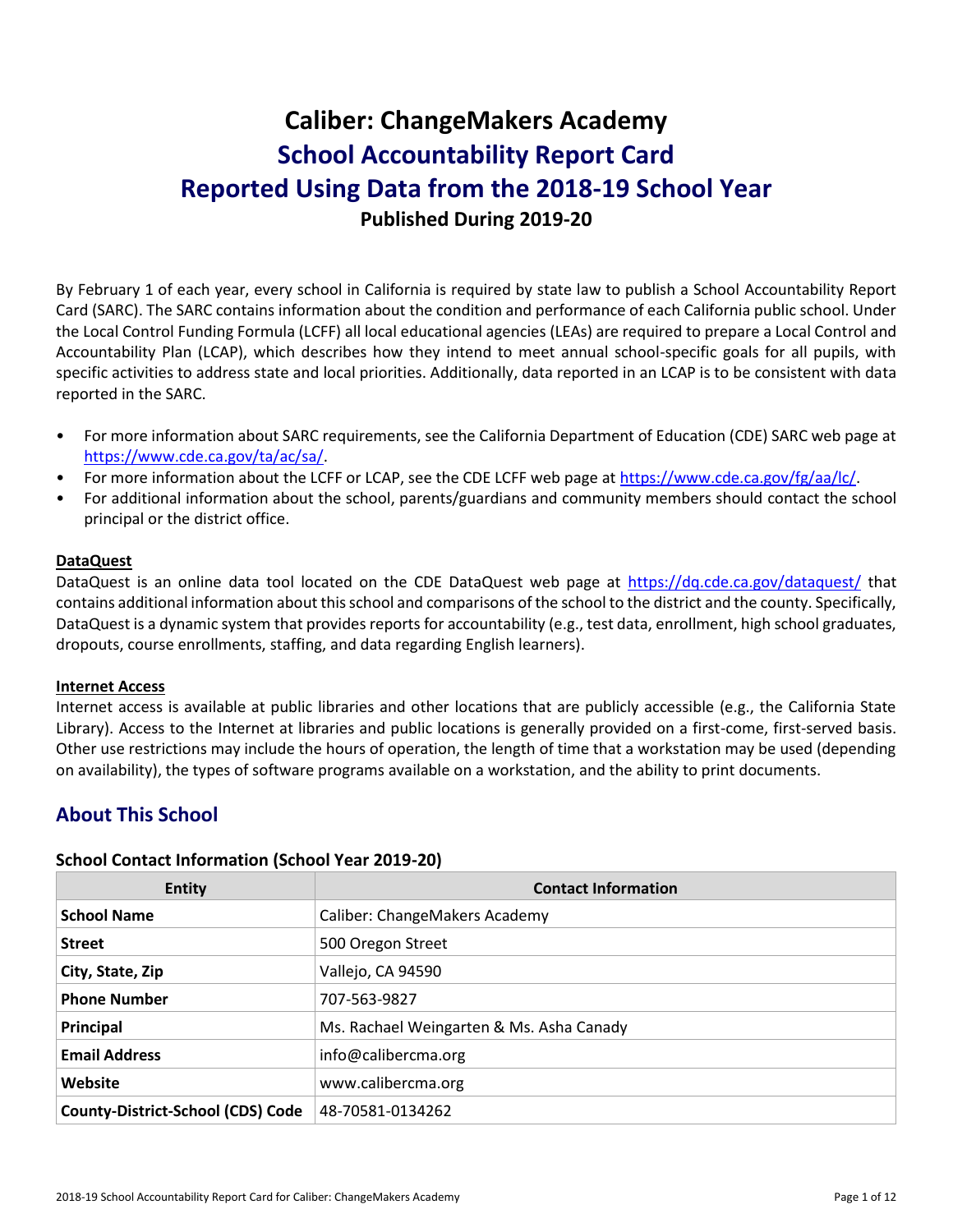# Caliber: ChangeMakers Academy

## School Accountability Report Card

## Reported Using Data from the 2018-19 School Year

**Published During 2019-20**

By February 1 of each year, every school in California is required by state law to publish a School Accountability Report Card (SARC). The SARC contains information about the condition and performance of each California public school. Under the Local Control Funding Formula (LCFF) all local educational agencies (LEAs) are required to prepare a Local Control and Accountability Plan (LCAP), which describes how they intend to meet annual school-specific goals for all pupils, with specific activities to address state and local priorities. Additionally, data reported in an LCAP is to be consistent with data reported in the SARC.

- For more information about SARC requirements, see the California Department of Education (CDE) SARC web page at https://www.cde.ca.gov/ta/ac/sa/.
- For more information about the LCFF or LCAP, see the CDE LCFF web page at https://www.cde.ca.gov/fg/aa/lc/.
- For additional information about the school, parents/guardians and community members should contact the school principal or the district office.

**DataQuest**

DataQuest is an online data tool located on the CDE DataQuest web page at https://dq.cde.ca.gov/dataquest/ that contains additional information about this school and comparisons of the school to the district and the county. Specifically, DataQuest is a dynamic system that provides reports for accountability (e.g., test data, enrollment, high school graduates, dropouts, course enrollments, staffing, and data regarding English learners).

**Internet Access**

Internet access is available at public libraries and other locations that are publicly accessible (e.g., the California State Library). Access to the Internet at libraries and public locations is generally provided on a first-come, first-served basis. Other use restrictions may include the hours of operation, the length of time that a workstation may be used (depending on availability), the types of software programs available on a workstation, and the ability to print documents.

## About This School

### School Contact Information (School Year 2019-20)

| Entity | Contact Information |
|---|---|
| **School Name** | Caliber: ChangeMakers Academy |
| **Street** | 500 Oregon Street |
| **City, State, Zip** | Vallejo, CA 94590 |
| **Phone Number** | 707-563-9827 |
| **Principal** | Ms. Rachael Weingarten & Ms. Asha Canady |
| **Email Address** | info@calibercma.org |
| **Website** | www.calibercma.org |
| **County-District-School (CDS) Code** | 48-70581-0134262 |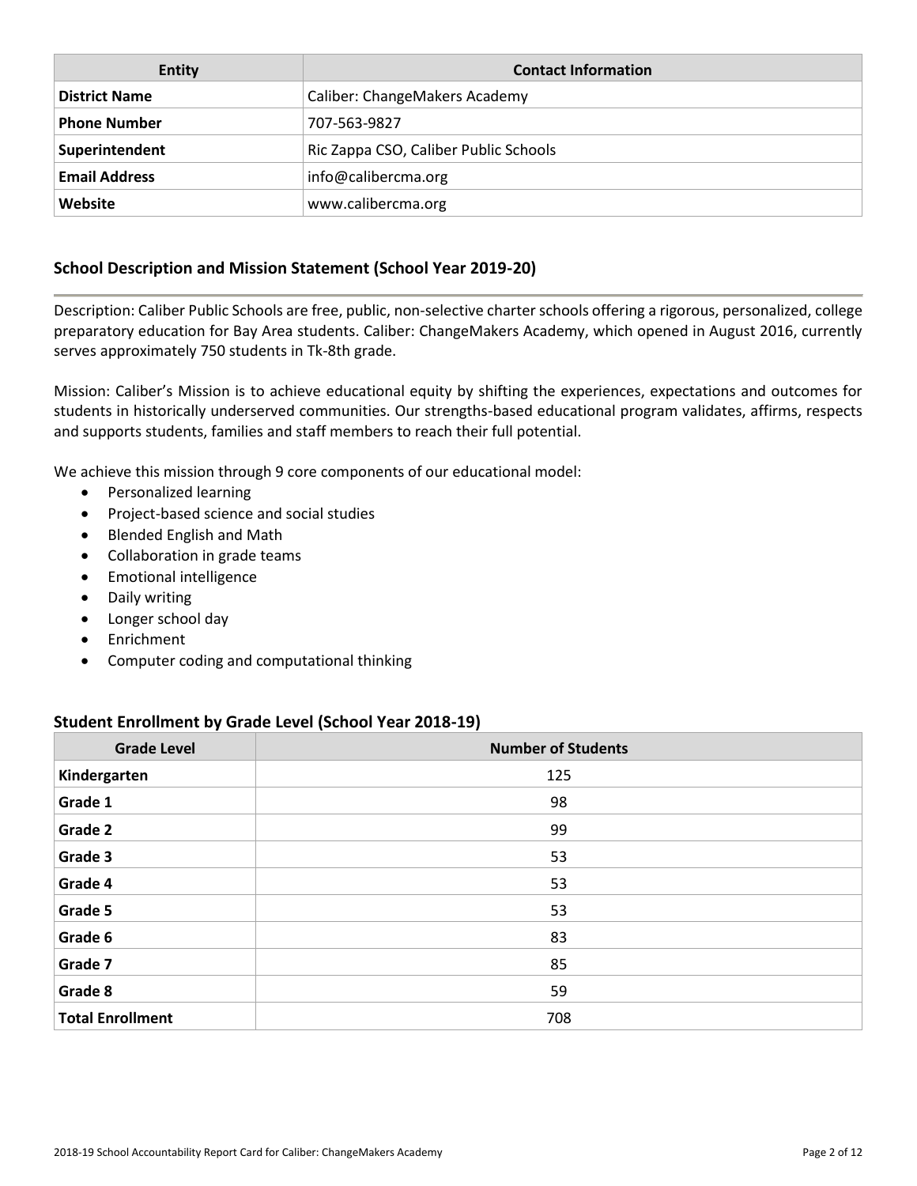| Entity | Contact Information |
| --- | --- |
| **District Name** | Caliber: ChangeMakers Academy |
| **Phone Number** | 707-563-9827 |
| **Superintendent** | Ric Zappa CSO, Caliber Public Schools |
| **Email Address** | info@calibercma.org |
| **Website** | www.calibercma.org |

## School Description and Mission Statement (School Year 2019-20)

Description: Caliber Public Schools are free, public, non-selective charter schools offering a rigorous, personalized, college preparatory education for Bay Area students. Caliber: ChangeMakers Academy, which opened in August 2016, currently serves approximately 750 students in Tk-8th grade.

Mission: Caliber's Mission is to achieve educational equity by shifting the experiences, expectations and outcomes for students in historically underserved communities. Our strengths-based educational program validates, affirms, respects and supports students, families and staff members to reach their full potential.

We achieve this mission through 9 core components of our educational model:

- Personalized learning
- Project-based science and social studies
- Blended English and Math
- Collaboration in grade teams
- Emotional intelligence
- Daily writing
- Longer school day
- Enrichment
- Computer coding and computational thinking

## Student Enrollment by Grade Level (School Year 2018-19)

| Grade Level | Number of Students |
| --- | --- |
| **Kindergarten** | 125 |
| **Grade 1** | 98 |
| **Grade 2** | 99 |
| **Grade 3** | 53 |
| **Grade 4** | 53 |
| **Grade 5** | 53 |
| **Grade 6** | 83 |
| **Grade 7** | 85 |
| **Grade 8** | 59 |
| **Total Enrollment** | 708 |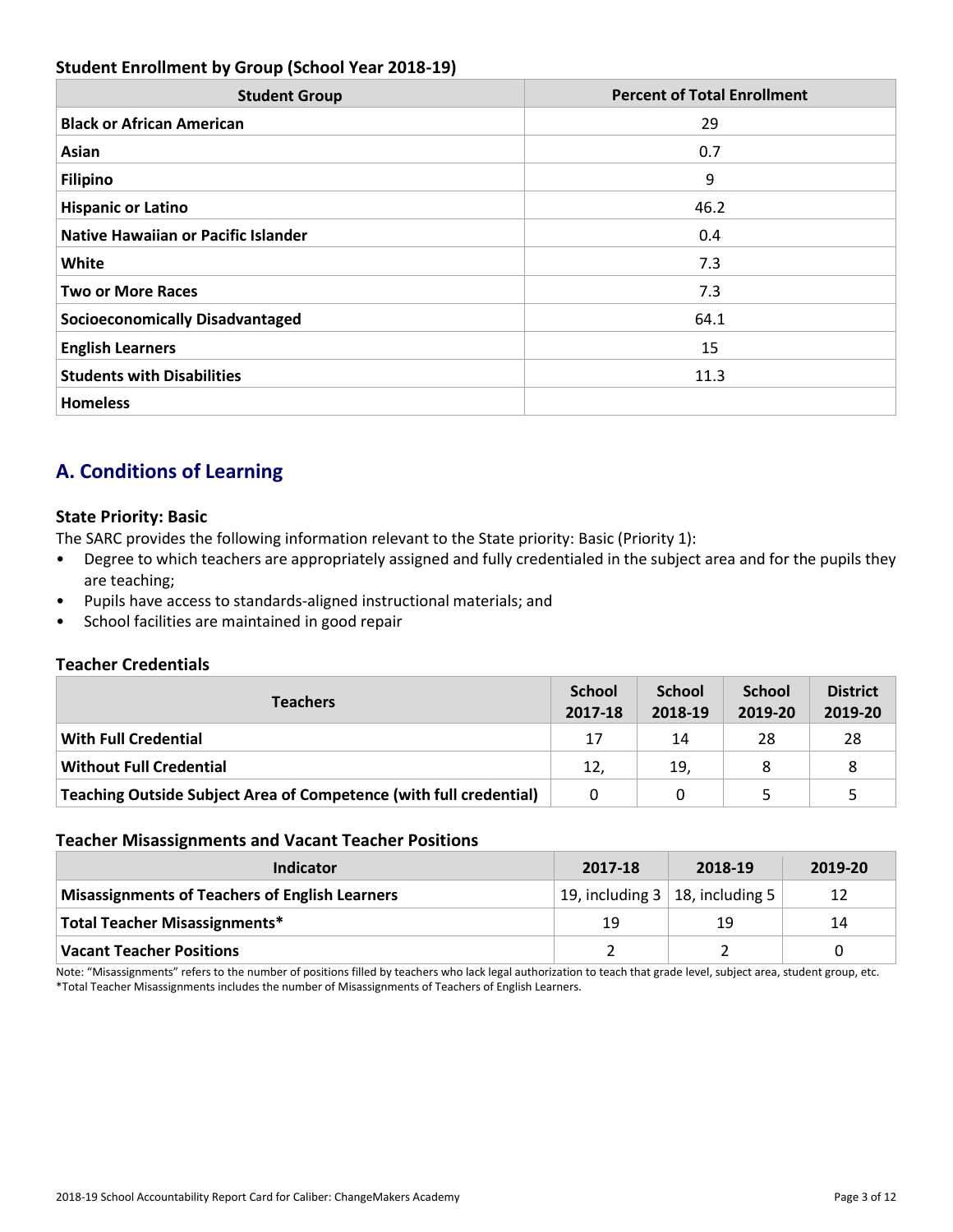### Student Enrollment by Group (School Year 2018-19)

| Student Group | Percent of Total Enrollment |
|---|---|
| **Black or African American** | 29 |
| **Asian** | 0.7 |
| **Filipino** | 9 |
| **Hispanic or Latino** | 46.2 |
| **Native Hawaiian or Pacific Islander** | 0.4 |
| **White** | 7.3 |
| **Two or More Races** | 7.3 |
| **Socioeconomically Disadvantaged** | 64.1 |
| **English Learners** | 15 |
| **Students with Disabilities** | 11.3 |
| **Homeless** | |

## A. Conditions of Learning

### State Priority: Basic

The SARC provides the following information relevant to the State priority: Basic (Priority 1):

- Degree to which teachers are appropriately assigned and fully credentialed in the subject area and for the pupils they are teaching;
- Pupils have access to standards-aligned instructional materials; and
- School facilities are maintained in good repair

### Teacher Credentials

| Teachers | School 2017-18 | School 2018-19 | School 2019-20 | District 2019-20 |
|---|---|---|---|---|
| **With Full Credential** | 17 | 14 | 28 | 28 |
| **Without Full Credential** | 12, | 19, | 8 | 8 |
| **Teaching Outside Subject Area of Competence (with full credential)** | 0 | 0 | 5 | 5 |

### Teacher Misassignments and Vacant Teacher Positions

| Indicator | 2017-18 | 2018-19 | 2019-20 |
|---|---|---|---|
| **Misassignments of Teachers of English Learners** | 19, including 3 | 18, including 5 | 12 |
| **Total Teacher Misassignments*** | 19 | 19 | 14 |
| **Vacant Teacher Positions** | 2 | 2 | 0 |

Note: "Misassignments" refers to the number of positions filled by teachers who lack legal authorization to teach that grade level, subject area, student group, etc.
*Total Teacher Misassignments includes the number of Misassignments of Teachers of English Learners.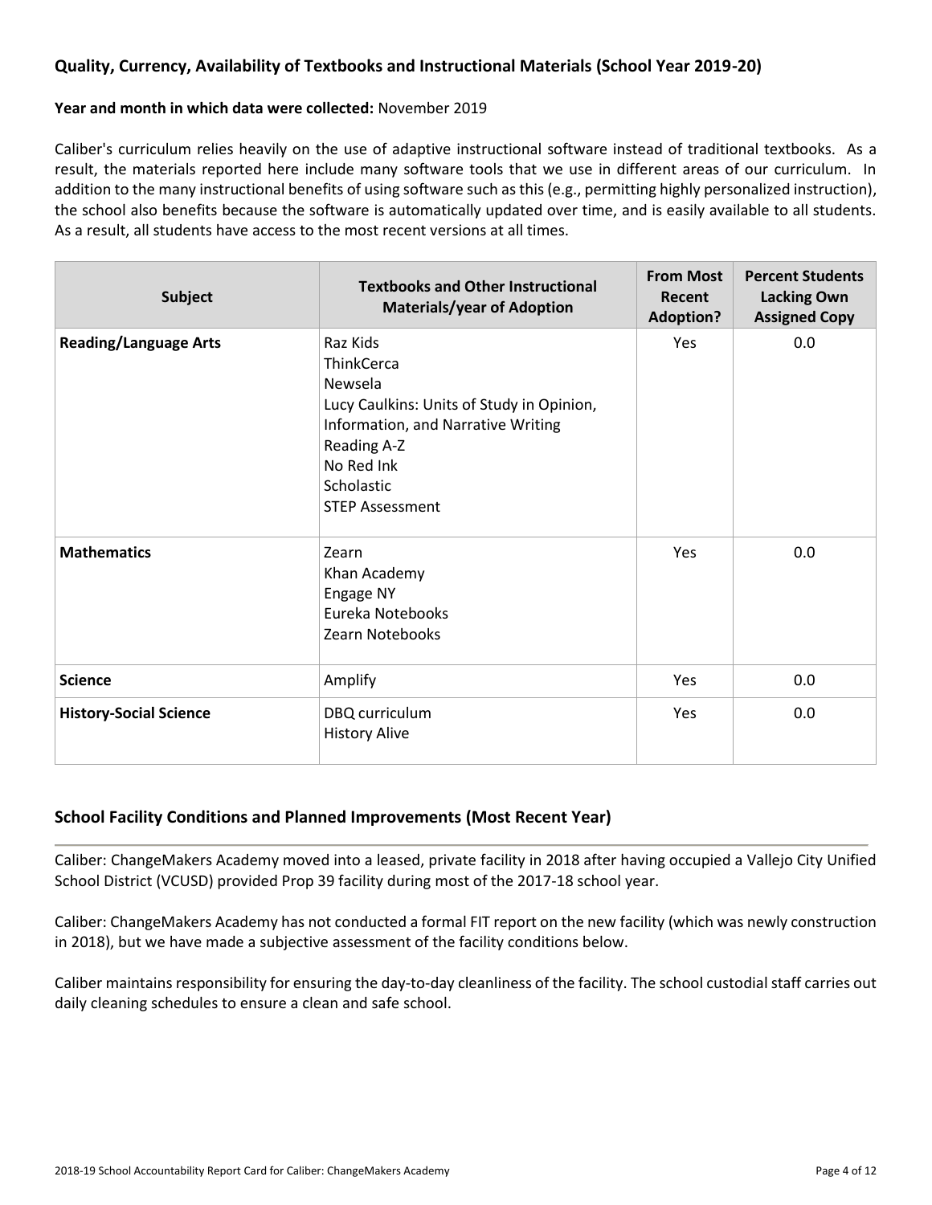## Quality, Currency, Availability of Textbooks and Instructional Materials (School Year 2019-20)

**Year and month in which data were collected:** November 2019

Caliber's curriculum relies heavily on the use of adaptive instructional software instead of traditional textbooks. As a result, the materials reported here include many software tools that we use in different areas of our curriculum. In addition to the many instructional benefits of using software such as this (e.g., permitting highly personalized instruction), the school also benefits because the software is automatically updated over time, and is easily available to all students. As a result, all students have access to the most recent versions at all times.

| Subject | Textbooks and Other Instructional Materials/year of Adoption | From Most Recent Adoption? | Percent Students Lacking Own Assigned Copy |
|---|---|---|---|
| **Reading/Language Arts** | Raz Kids<br>ThinkCerca<br>Newsela<br>Lucy Caulkins: Units of Study in Opinion, Information, and Narrative Writing<br>Reading A-Z<br>No Red Ink<br>Scholastic<br>STEP Assessment | Yes | 0.0 |
| **Mathematics** | Zearn<br>Khan Academy<br>Engage NY<br>Eureka Notebooks<br>Zearn Notebooks | Yes | 0.0 |
| **Science** | Amplify | Yes | 0.0 |
| **History-Social Science** | DBQ curriculum<br>History Alive | Yes | 0.0 |

## School Facility Conditions and Planned Improvements (Most Recent Year)

Caliber: ChangeMakers Academy moved into a leased, private facility in 2018 after having occupied a Vallejo City Unified School District (VCUSD) provided Prop 39 facility during most of the 2017-18 school year.

Caliber: ChangeMakers Academy has not conducted a formal FIT report on the new facility (which was newly construction in 2018), but we have made a subjective assessment of the facility conditions below.

Caliber maintains responsibility for ensuring the day-to-day cleanliness of the facility. The school custodial staff carries out daily cleaning schedules to ensure a clean and safe school.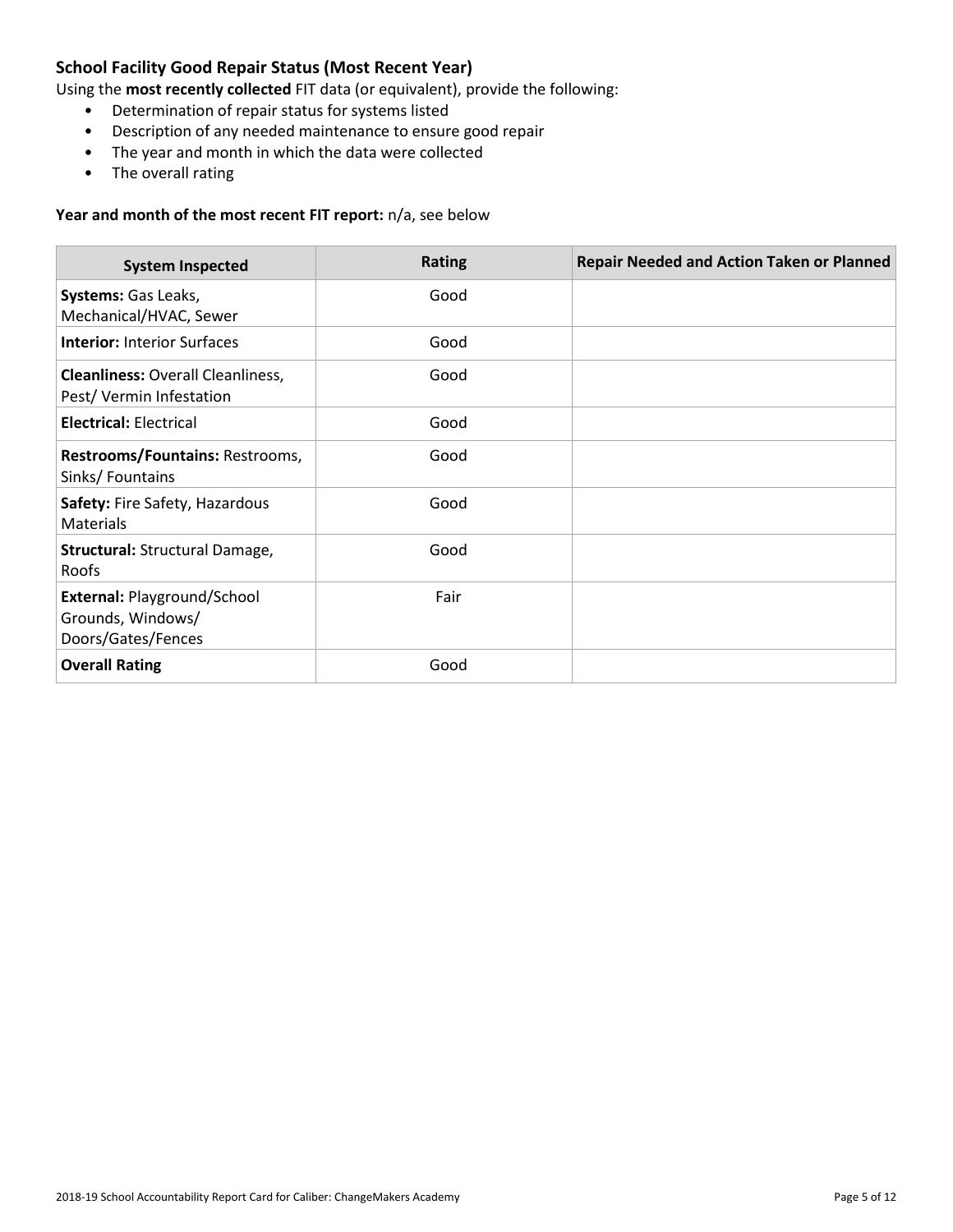### School Facility Good Repair Status (Most Recent Year)

Using the **most recently collected** FIT data (or equivalent), provide the following:

- Determination of repair status for systems listed
- Description of any needed maintenance to ensure good repair
- The year and month in which the data were collected
- The overall rating

**Year and month of the most recent FIT report:** n/a, see below

| System Inspected | Rating | Repair Needed and Action Taken or Planned |
|---|---|---|
| **Systems:** Gas Leaks, Mechanical/HVAC, Sewer | Good | |
| **Interior:** Interior Surfaces | Good | |
| **Cleanliness:** Overall Cleanliness, Pest/ Vermin Infestation | Good | |
| **Electrical:** Electrical | Good | |
| **Restrooms/Fountains:** Restrooms, Sinks/ Fountains | Good | |
| **Safety:** Fire Safety, Hazardous Materials | Good | |
| **Structural:** Structural Damage, Roofs | Good | |
| **External:** Playground/School Grounds, Windows/ Doors/Gates/Fences | Fair | |
| **Overall Rating** | Good | |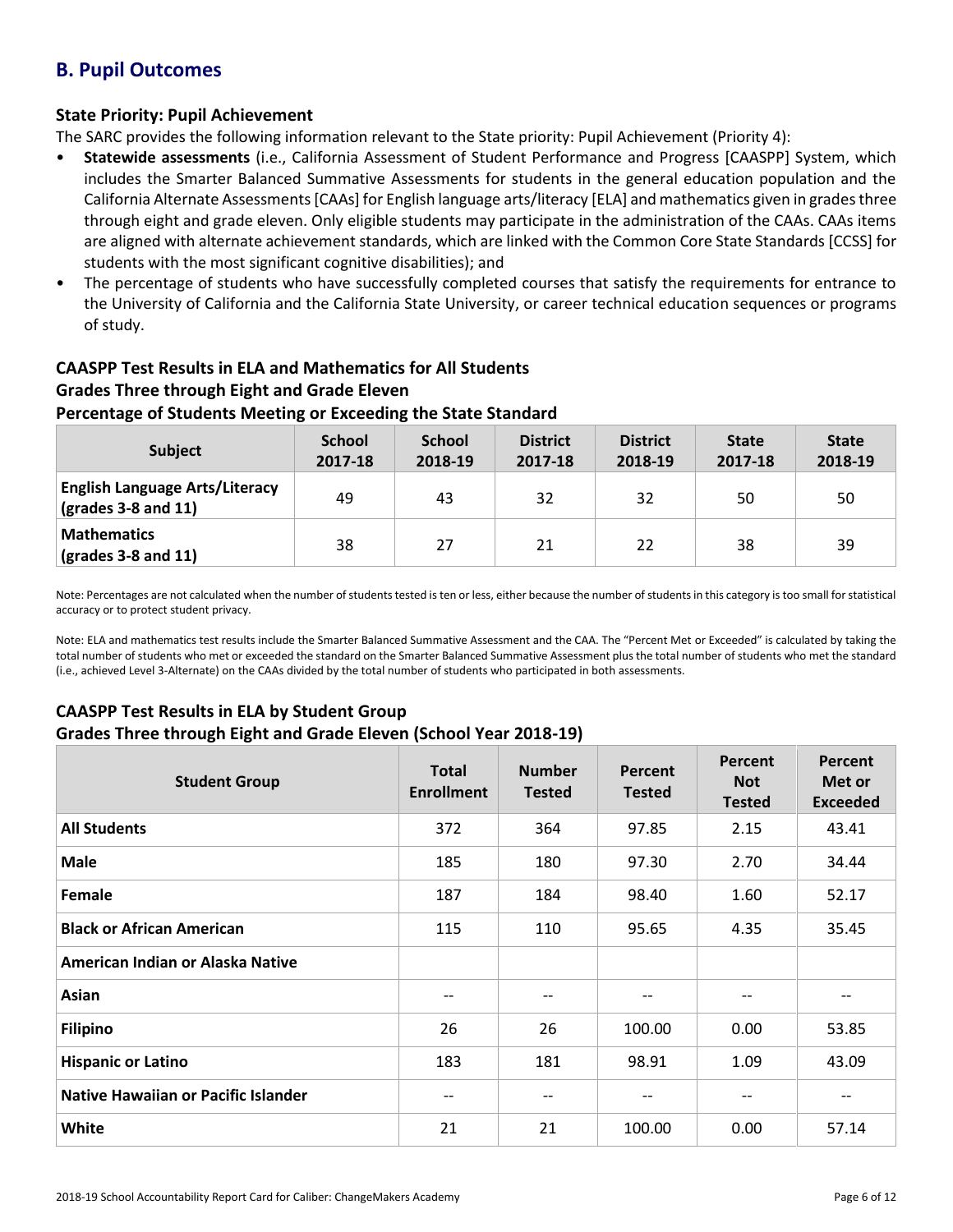## B. Pupil Outcomes

### State Priority: Pupil Achievement

The SARC provides the following information relevant to the State priority: Pupil Achievement (Priority 4):

- **Statewide assessments** (i.e., California Assessment of Student Performance and Progress [CAASPP] System, which includes the Smarter Balanced Summative Assessments for students in the general education population and the California Alternate Assessments [CAAs] for English language arts/literacy [ELA] and mathematics given in grades three through eight and grade eleven. Only eligible students may participate in the administration of the CAAs. CAAs items are aligned with alternate achievement standards, which are linked with the Common Core State Standards [CCSS] for students with the most significant cognitive disabilities); and
- The percentage of students who have successfully completed courses that satisfy the requirements for entrance to the University of California and the California State University, or career technical education sequences or programs of study.

### CAASPP Test Results in ELA and Mathematics for All Students Grades Three through Eight and Grade Eleven Percentage of Students Meeting or Exceeding the State Standard

| Subject | School 2017-18 | School 2018-19 | District 2017-18 | District 2018-19 | State 2017-18 | State 2018-19 |
|---|---|---|---|---|---|---|
| **English Language Arts/Literacy (grades 3-8 and 11)** | 49 | 43 | 32 | 32 | 50 | 50 |
| **Mathematics (grades 3-8 and 11)** | 38 | 27 | 21 | 22 | 38 | 39 |

Note: Percentages are not calculated when the number of students tested is ten or less, either because the number of students in this category is too small for statistical accuracy or to protect student privacy.

Note: ELA and mathematics test results include the Smarter Balanced Summative Assessment and the CAA. The "Percent Met or Exceeded" is calculated by taking the total number of students who met or exceeded the standard on the Smarter Balanced Summative Assessment plus the total number of students who met the standard (i.e., achieved Level 3-Alternate) on the CAAs divided by the total number of students who participated in both assessments.

### CAASPP Test Results in ELA by Student Group Grades Three through Eight and Grade Eleven (School Year 2018-19)

| Student Group | Total Enrollment | Number Tested | Percent Tested | Percent Not Tested | Percent Met or Exceeded |
|---|---|---|---|---|---|
| **All Students** | 372 | 364 | 97.85 | 2.15 | 43.41 |
| **Male** | 185 | 180 | 97.30 | 2.70 | 34.44 |
| **Female** | 187 | 184 | 98.40 | 1.60 | 52.17 |
| **Black or African American** | 115 | 110 | 95.65 | 4.35 | 35.45 |
| **American Indian or Alaska Native** | | | | | |
| **Asian** | -- | -- | -- | -- | -- |
| **Filipino** | 26 | 26 | 100.00 | 0.00 | 53.85 |
| **Hispanic or Latino** | 183 | 181 | 98.91 | 1.09 | 43.09 |
| **Native Hawaiian or Pacific Islander** | -- | -- | -- | -- | -- |
| **White** | 21 | 21 | 100.00 | 0.00 | 57.14 |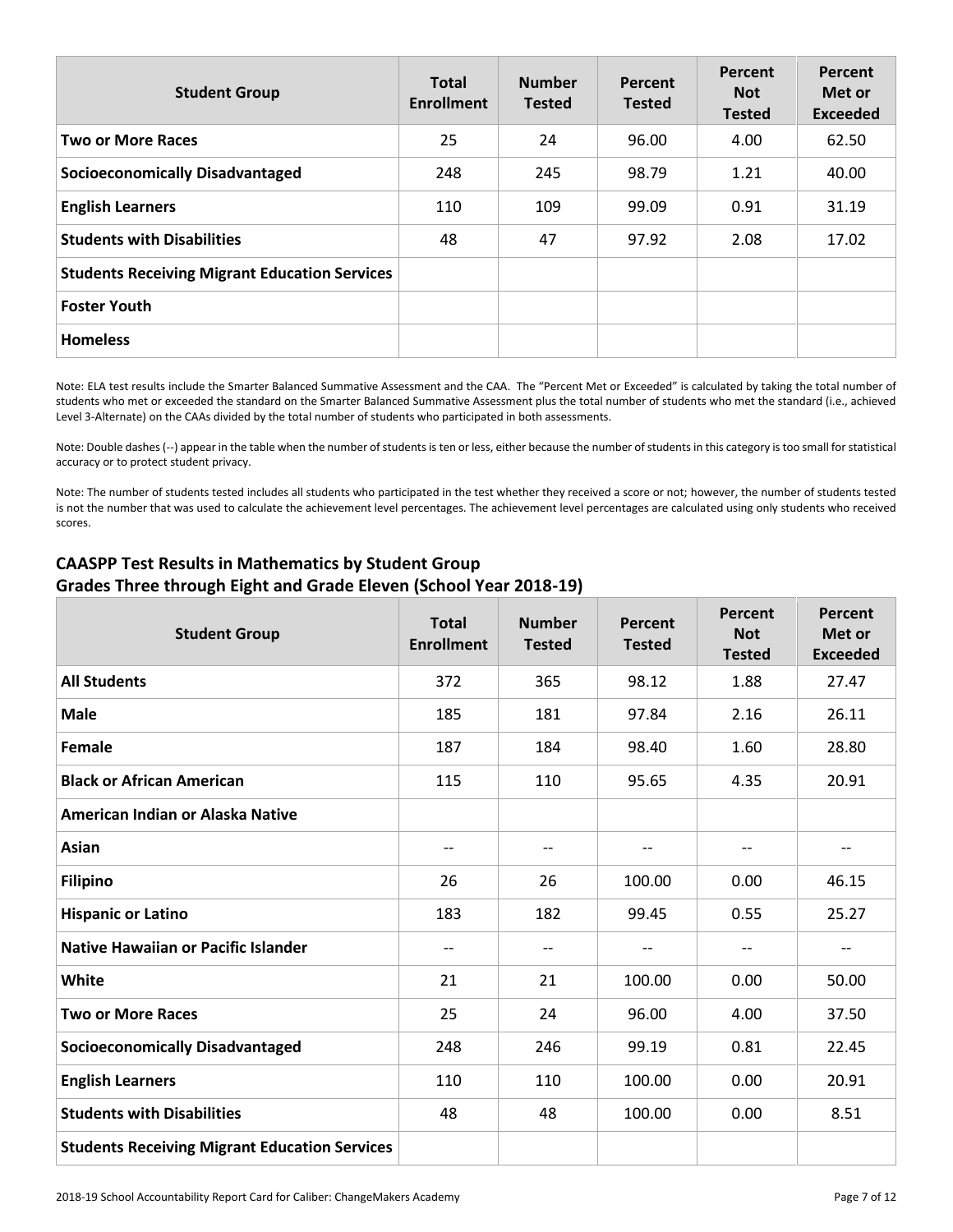| Student Group | Total Enrollment | Number Tested | Percent Tested | Percent Not Tested | Percent Met or Exceeded |
|---|---|---|---|---|---|
| **Two or More Races** | 25 | 24 | 96.00 | 4.00 | 62.50 |
| **Socioeconomically Disadvantaged** | 248 | 245 | 98.79 | 1.21 | 40.00 |
| **English Learners** | 110 | 109 | 99.09 | 0.91 | 31.19 |
| **Students with Disabilities** | 48 | 47 | 97.92 | 2.08 | 17.02 |
| **Students Receiving Migrant Education Services** | | | | | |
| **Foster Youth** | | | | | |
| **Homeless** | | | | | |

Note: ELA test results include the Smarter Balanced Summative Assessment and the CAA. The "Percent Met or Exceeded" is calculated by taking the total number of students who met or exceeded the standard on the Smarter Balanced Summative Assessment plus the total number of students who met the standard (i.e., achieved Level 3-Alternate) on the CAAs divided by the total number of students who participated in both assessments.

Note: Double dashes (--) appear in the table when the number of students is ten or less, either because the number of students in this category is too small for statistical accuracy or to protect student privacy.

Note: The number of students tested includes all students who participated in the test whether they received a score or not; however, the number of students tested is not the number that was used to calculate the achievement level percentages. The achievement level percentages are calculated using only students who received scores.

## CAASPP Test Results in Mathematics by Student Group
## Grades Three through Eight and Grade Eleven (School Year 2018-19)

| Student Group | Total Enrollment | Number Tested | Percent Tested | Percent Not Tested | Percent Met or Exceeded |
|---|---|---|---|---|---|
| **All Students** | 372 | 365 | 98.12 | 1.88 | 27.47 |
| **Male** | 185 | 181 | 97.84 | 2.16 | 26.11 |
| **Female** | 187 | 184 | 98.40 | 1.60 | 28.80 |
| **Black or African American** | 115 | 110 | 95.65 | 4.35 | 20.91 |
| **American Indian or Alaska Native** | | | | | |
| **Asian** | -- | -- | -- | -- | -- |
| **Filipino** | 26 | 26 | 100.00 | 0.00 | 46.15 |
| **Hispanic or Latino** | 183 | 182 | 99.45 | 0.55 | 25.27 |
| **Native Hawaiian or Pacific Islander** | -- | -- | -- | -- | -- |
| **White** | 21 | 21 | 100.00 | 0.00 | 50.00 |
| **Two or More Races** | 25 | 24 | 96.00 | 4.00 | 37.50 |
| **Socioeconomically Disadvantaged** | 248 | 246 | 99.19 | 0.81 | 22.45 |
| **English Learners** | 110 | 110 | 100.00 | 0.00 | 20.91 |
| **Students with Disabilities** | 48 | 48 | 100.00 | 0.00 | 8.51 |
| **Students Receiving Migrant Education Services** | | | | | |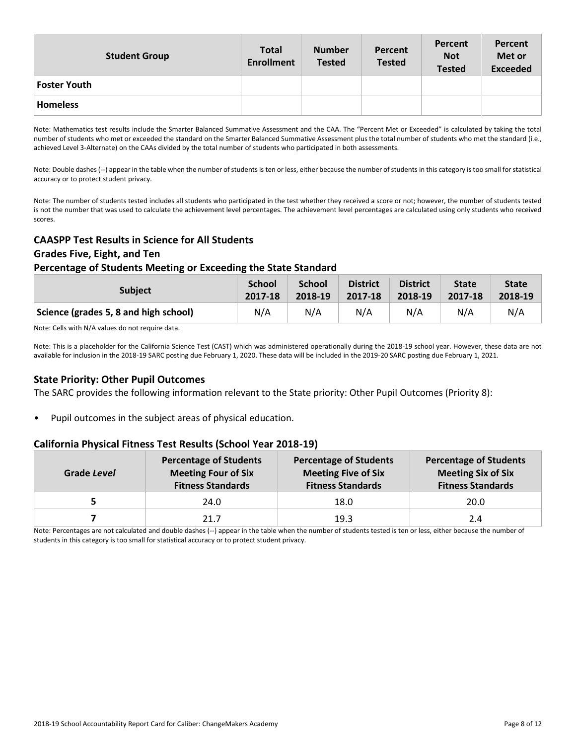| Student Group | Total Enrollment | Number Tested | Percent Tested | Percent Not Tested | Percent Met or Exceeded |
|---|---|---|---|---|---|
| Foster Youth | | | | | |
| Homeless | | | | | |

Note: Mathematics test results include the Smarter Balanced Summative Assessment and the CAA. The "Percent Met or Exceeded" is calculated by taking the total number of students who met or exceeded the standard on the Smarter Balanced Summative Assessment plus the total number of students who met the standard (i.e., achieved Level 3-Alternate) on the CAAs divided by the total number of students who participated in both assessments.

Note: Double dashes (--) appear in the table when the number of students is ten or less, either because the number of students in this category is too small for statistical accuracy or to protect student privacy.

Note: The number of students tested includes all students who participated in the test whether they received a score or not; however, the number of students tested is not the number that was used to calculate the achievement level percentages. The achievement level percentages are calculated using only students who received scores.

### CAASPP Test Results in Science for All Students
### Grades Five, Eight, and Ten
### Percentage of Students Meeting or Exceeding the State Standard

| Subject | School 2017-18 | School 2018-19 | District 2017-18 | District 2018-19 | State 2017-18 | State 2018-19 |
|---|---|---|---|---|---|---|
| Science (grades 5, 8 and high school) | N/A | N/A | N/A | N/A | N/A | N/A |

Note: Cells with N/A values do not require data.

Note: This is a placeholder for the California Science Test (CAST) which was administered operationally during the 2018-19 school year. However, these data are not available for inclusion in the 2018-19 SARC posting due February 1, 2020. These data will be included in the 2019-20 SARC posting due February 1, 2021.

### State Priority: Other Pupil Outcomes

The SARC provides the following information relevant to the State priority: Other Pupil Outcomes (Priority 8):

- Pupil outcomes in the subject areas of physical education.

### California Physical Fitness Test Results (School Year 2018-19)

| Grade *Level* | Percentage of Students Meeting Four of Six Fitness Standards | Percentage of Students Meeting Five of Six Fitness Standards | Percentage of Students Meeting Six of Six Fitness Standards |
|---|---|---|---|
| 5 | 24.0 | 18.0 | 20.0 |
| 7 | 21.7 | 19.3 | 2.4 |

Note: Percentages are not calculated and double dashes (--) appear in the table when the number of students tested is ten or less, either because the number of students in this category is too small for statistical accuracy or to protect student privacy.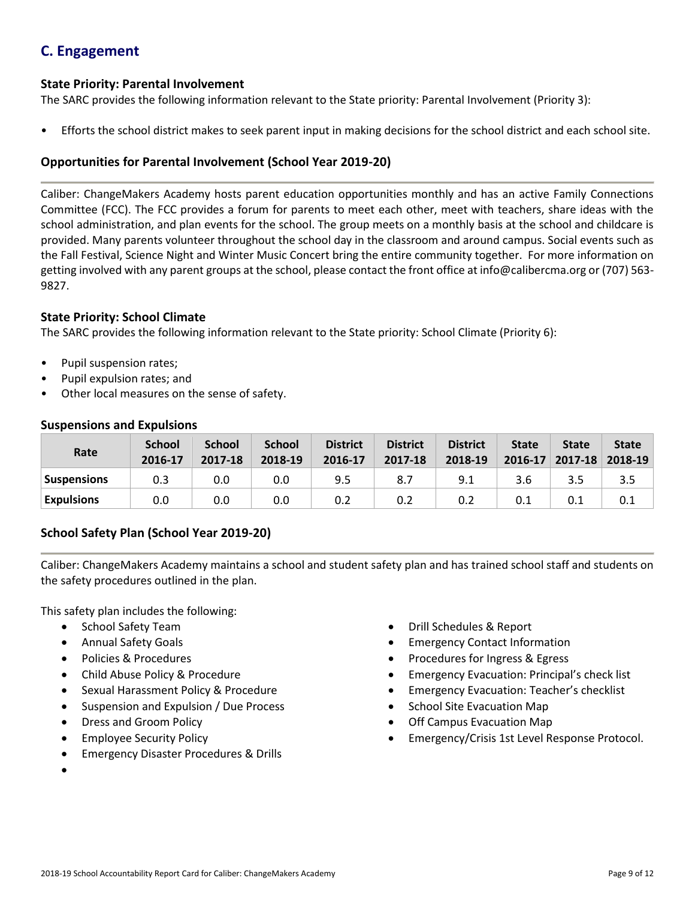## C. Engagement

### State Priority: Parental Involvement

The SARC provides the following information relevant to the State priority: Parental Involvement (Priority 3):

- Efforts the school district makes to seek parent input in making decisions for the school district and each school site.

### Opportunities for Parental Involvement (School Year 2019-20)

Caliber: ChangeMakers Academy hosts parent education opportunities monthly and has an active Family Connections Committee (FCC). The FCC provides a forum for parents to meet each other, meet with teachers, share ideas with the school administration, and plan events for the school. The group meets on a monthly basis at the school and childcare is provided. Many parents volunteer throughout the school day in the classroom and around campus. Social events such as the Fall Festival, Science Night and Winter Music Concert bring the entire community together. For more information on getting involved with any parent groups at the school, please contact the front office at info@calibercma.org or (707) 563-9827.

### State Priority: School Climate

The SARC provides the following information relevant to the State priority: School Climate (Priority 6):

- Pupil suspension rates;
- Pupil expulsion rates; and
- Other local measures on the sense of safety.

### Suspensions and Expulsions

| Rate | School 2016-17 | School 2017-18 | School 2018-19 | District 2016-17 | District 2017-18 | District 2018-19 | State 2016-17 | State 2017-18 | State 2018-19 |
|---|---|---|---|---|---|---|---|---|---|
| Suspensions | 0.3 | 0.0 | 0.0 | 9.5 | 8.7 | 9.1 | 3.6 | 3.5 | 3.5 |
| Expulsions | 0.0 | 0.0 | 0.0 | 0.2 | 0.2 | 0.2 | 0.1 | 0.1 | 0.1 |

### School Safety Plan (School Year 2019-20)

Caliber: ChangeMakers Academy maintains a school and student safety plan and has trained school staff and students on the safety procedures outlined in the plan.

This safety plan includes the following:

- School Safety Team
- Annual Safety Goals
- Policies & Procedures
- Child Abuse Policy & Procedure
- Sexual Harassment Policy & Procedure
- Suspension and Expulsion / Due Process
- Dress and Groom Policy
- Employee Security Policy
- Emergency Disaster Procedures & Drills
- Drill Schedules & Report
- Emergency Contact Information
- Procedures for Ingress & Egress
- Emergency Evacuation: Principal's check list
- Emergency Evacuation: Teacher's checklist
- School Site Evacuation Map
- Off Campus Evacuation Map
- Emergency/Crisis 1st Level Response Protocol.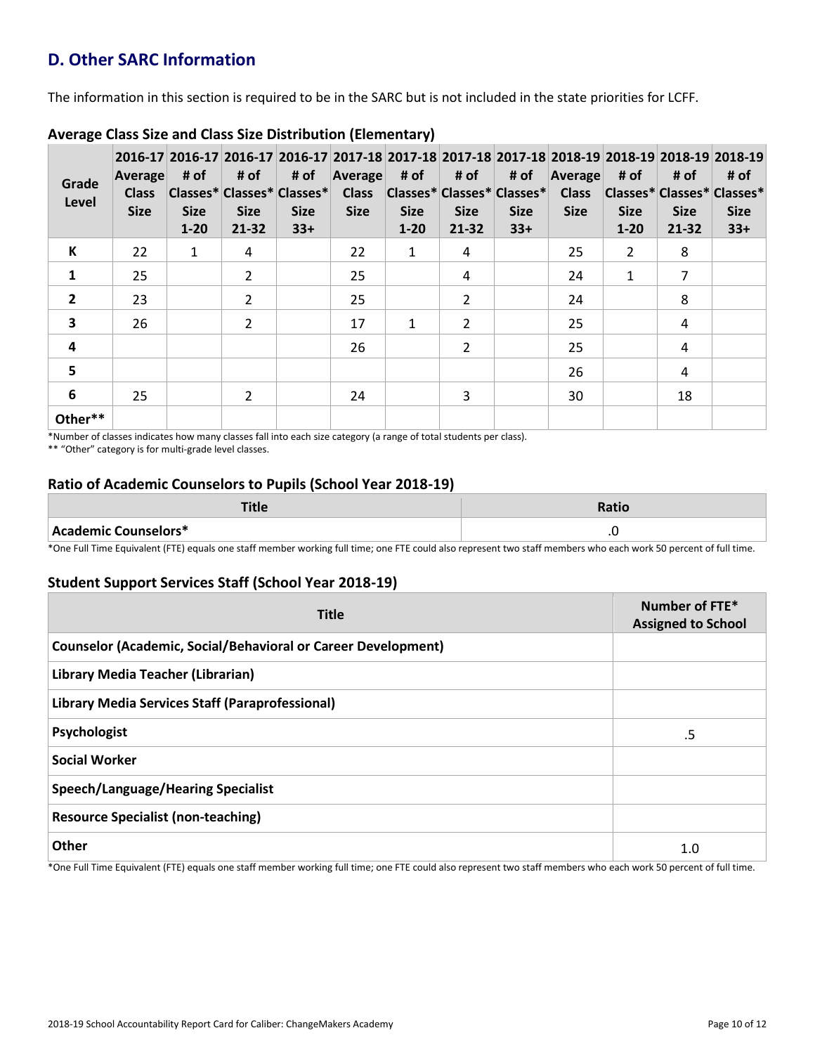## D. Other SARC Information

The information in this section is required to be in the SARC but is not included in the state priorities for LCFF.

### Average Class Size and Class Size Distribution (Elementary)

| Grade Level | 2016-17 Average Class Size | 2016-17 # of Classes* Size 1-20 | 2016-17 # of Classes* Size 21-32 | 2016-17 # of Classes* Size 33+ | 2017-18 Average Class Size | 2017-18 # of Classes* Size 1-20 | 2017-18 # of Classes* Size 21-32 | 2017-18 # of Classes* Size 33+ | 2018-19 Average Class Size | 2018-19 # of Classes* Size 1-20 | 2018-19 # of Classes* Size 21-32 | 2018-19 # of Classes* Size 33+ |
|---|---|---|---|---|---|---|---|---|---|---|---|---|
| K | 22 | 1 | 4 | | 22 | 1 | 4 | | 25 | 2 | 8 | |
| 1 | 25 | | 2 | | 25 | | 4 | | 24 | 1 | 7 | |
| 2 | 23 | | 2 | | 25 | | 2 | | 24 | | 8 | |
| 3 | 26 | | 2 | | 17 | 1 | 2 | | 25 | | 4 | |
| 4 | | | | | 26 | | 2 | | 25 | | 4 | |
| 5 | | | | | | | | | 26 | | 4 | |
| 6 | 25 | | 2 | | 24 | | 3 | | 30 | | 18 | |
| Other** | | | | | | | | | | | | |

*Number of classes indicates how many classes fall into each size category (a range of total students per class).

** "Other" category is for multi-grade level classes.

### Ratio of Academic Counselors to Pupils (School Year 2018-19)

| Title | Ratio |
|---|---|
| Academic Counselors* | .0 |

*One Full Time Equivalent (FTE) equals one staff member working full time; one FTE could also represent two staff members who each work 50 percent of full time.

### Student Support Services Staff (School Year 2018-19)

| Title | Number of FTE* Assigned to School |
|---|---|
| Counselor (Academic, Social/Behavioral or Career Development) | |
| Library Media Teacher (Librarian) | |
| Library Media Services Staff (Paraprofessional) | |
| Psychologist | .5 |
| Social Worker | |
| Speech/Language/Hearing Specialist | |
| Resource Specialist (non-teaching) | |
| Other | 1.0 |

*One Full Time Equivalent (FTE) equals one staff member working full time; one FTE could also represent two staff members who each work 50 percent of full time.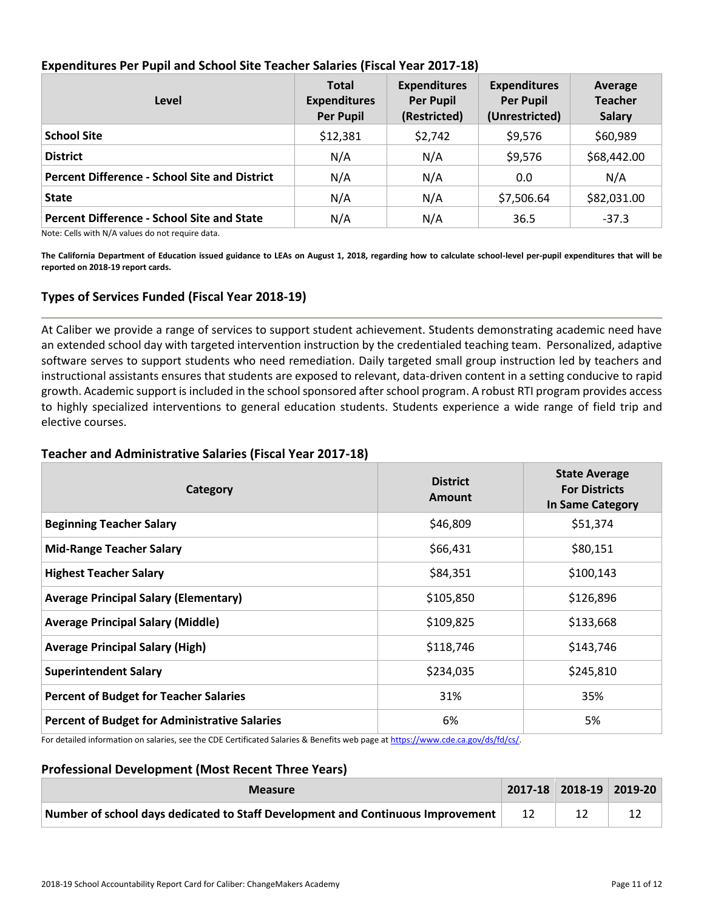### Expenditures Per Pupil and School Site Teacher Salaries (Fiscal Year 2017-18)

| Level | Total Expenditures Per Pupil | Expenditures Per Pupil (Restricted) | Expenditures Per Pupil (Unrestricted) | Average Teacher Salary |
|---|---|---|---|---|
| **School Site** | $12,381 | $2,742 | $9,576 | $60,989 |
| **District** | N/A | N/A | $9,576 | $68,442.00 |
| **Percent Difference - School Site and District** | N/A | N/A | 0.0 | N/A |
| **State** | N/A | N/A | $7,506.64 | $82,031.00 |
| **Percent Difference - School Site and State** | N/A | N/A | 36.5 | -37.3 |

Note: Cells with N/A values do not require data.

**The California Department of Education issued guidance to LEAs on August 1, 2018, regarding how to calculate school-level per-pupil expenditures that will be reported on 2018-19 report cards.**

### Types of Services Funded (Fiscal Year 2018-19)

At Caliber we provide a range of services to support student achievement. Students demonstrating academic need have an extended school day with targeted intervention instruction by the credentialed teaching team. Personalized, adaptive software serves to support students who need remediation. Daily targeted small group instruction led by teachers and instructional assistants ensures that students are exposed to relevant, data-driven content in a setting conducive to rapid growth. Academic support is included in the school sponsored after school program. A robust RTI program provides access to highly specialized interventions to general education students. Students experience a wide range of field trip and elective courses.

### Teacher and Administrative Salaries (Fiscal Year 2017-18)

| Category | District Amount | State Average For Districts In Same Category |
|---|---|---|
| **Beginning Teacher Salary** | $46,809 | $51,374 |
| **Mid-Range Teacher Salary** | $66,431 | $80,151 |
| **Highest Teacher Salary** | $84,351 | $100,143 |
| **Average Principal Salary (Elementary)** | $105,850 | $126,896 |
| **Average Principal Salary (Middle)** | $109,825 | $133,668 |
| **Average Principal Salary (High)** | $118,746 | $143,746 |
| **Superintendent Salary** | $234,035 | $245,810 |
| **Percent of Budget for Teacher Salaries** | 31% | 35% |
| **Percent of Budget for Administrative Salaries** | 6% | 5% |

For detailed information on salaries, see the CDE Certificated Salaries & Benefits web page at https://www.cde.ca.gov/ds/fd/cs/.

### Professional Development (Most Recent Three Years)

| Measure | 2017-18 | 2018-19 | 2019-20 |
|---|---|---|---|
| **Number of school days dedicated to Staff Development and Continuous Improvement** | 12 | 12 | 12 |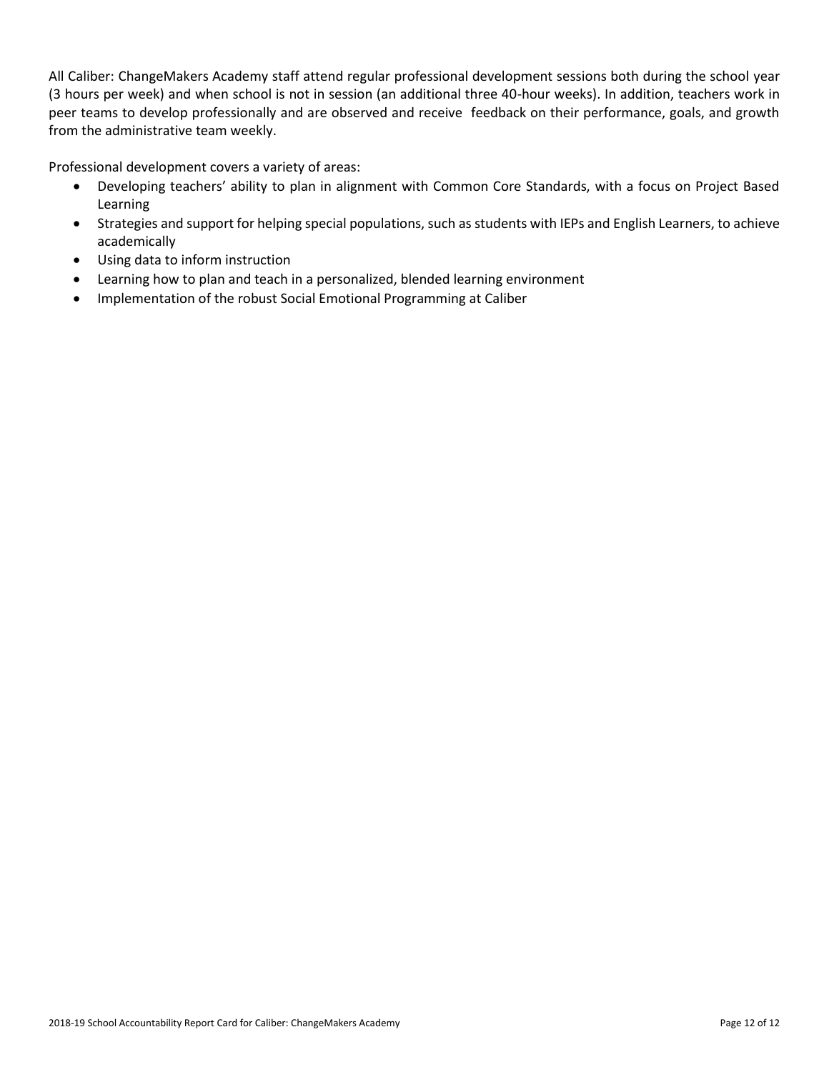All Caliber: ChangeMakers Academy staff attend regular professional development sessions both during the school year (3 hours per week) and when school is not in session (an additional three 40-hour weeks). In addition, teachers work in peer teams to develop professionally and are observed and receive feedback on their performance, goals, and growth from the administrative team weekly.

Professional development covers a variety of areas:

- Developing teachers' ability to plan in alignment with Common Core Standards, with a focus on Project Based Learning
- Strategies and support for helping special populations, such as students with IEPs and English Learners, to achieve academically
- Using data to inform instruction
- Learning how to plan and teach in a personalized, blended learning environment
- Implementation of the robust Social Emotional Programming at Caliber